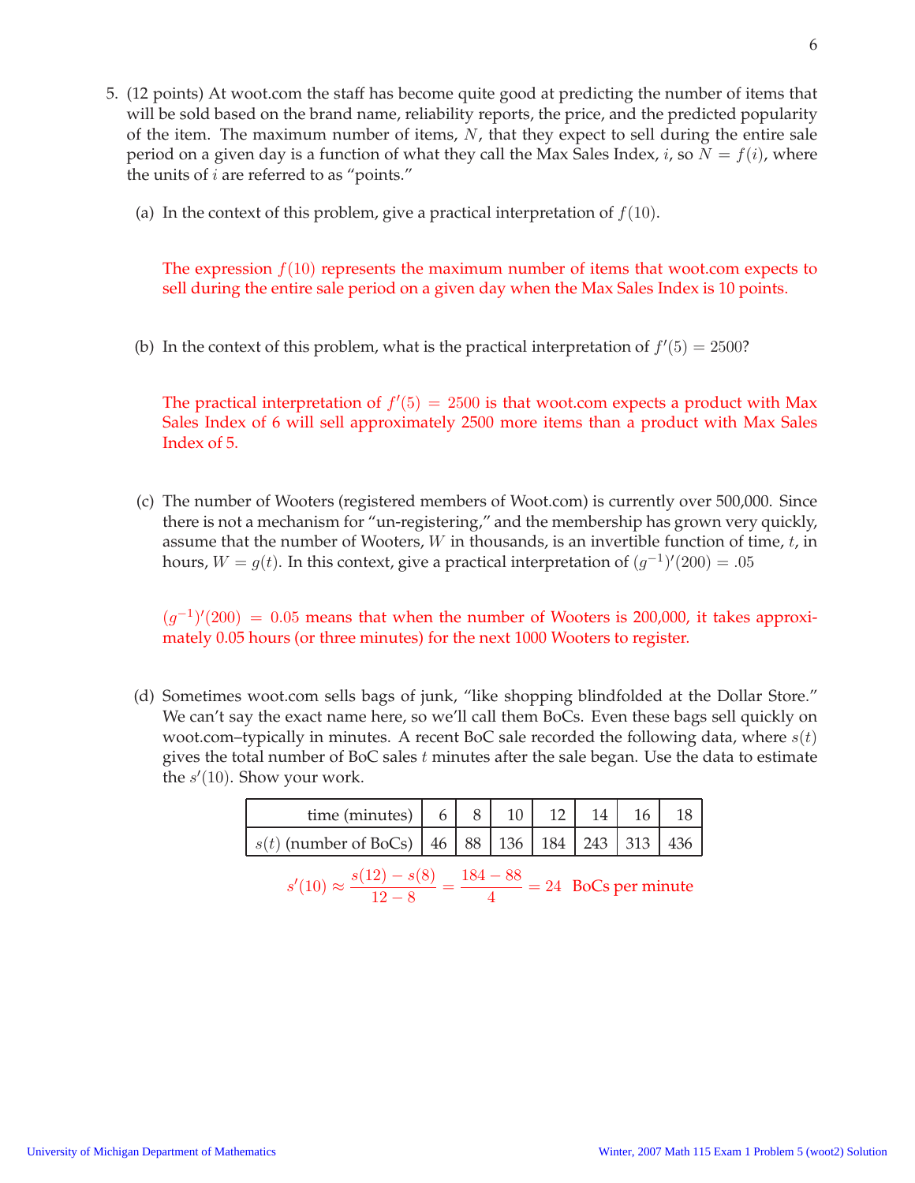5. (12 points) At woot.com the staff has become quite good at predicting the number of items that will be sold based on the brand name, reliability reports, the price, and the predicted popularity of the item. The maximum number of items, $N$, that they expect to sell during the entire sale period on a given day is a function of what they call the Max Sales Index, $i$, so $N = f(i)$, where the units of $i$ are referred to as "points."

   (a) In the context of this problem, give a practical interpretation of $f(10)$.

   The expression $f(10)$ represents the maximum number of items that woot.com expects to sell during the entire sale period on a given day when the Max Sales Index is 10 points.

   (b) In the context of this problem, what is the practical interpretation of $f'(5) = 2500$?

   The practical interpretation of $f'(5) = 2500$ is that woot.com expects a product with Max Sales Index of 6 will sell approximately 2500 more items than a product with Max Sales Index of 5.

   (c) The number of Wooters (registered members of Woot.com) is currently over 500,000. Since there is not a mechanism for "un-registering," and the membership has grown very quickly, assume that the number of Wooters, $W$ in thousands, is an invertible function of time, $t$, in hours, $W = g(t)$. In this context, give a practical interpretation of $(g^{-1})'(200) = .05$

   $(g^{-1})'(200) = 0.05$ means that when the number of Wooters is 200,000, it takes approximately 0.05 hours (or three minutes) for the next 1000 Wooters to register.

   (d) Sometimes woot.com sells bags of junk, "like shopping blindfolded at the Dollar Store." We can't say the exact name here, so we'll call them BoCs. Even these bags sell quickly on woot.com–typically in minutes. A recent BoC sale recorded the following data, where $s(t)$ gives the total number of BoC sales $t$ minutes after the sale began. Use the data to estimate the $s'(10)$. Show your work.

| time (minutes) | 6 | 8 | 10 | 12 | 14 | 16 | 18 |
|---|---|---|---|---|---|---|---|
| $s(t)$ (number of BoCs) | 46 | 88 | 136 | 184 | 243 | 313 | 436 |

$$s'(10) \approx \frac{s(12) - s(8)}{12 - 8} = \frac{184 - 88}{4} = 24 \text{ BoCs per minute}$$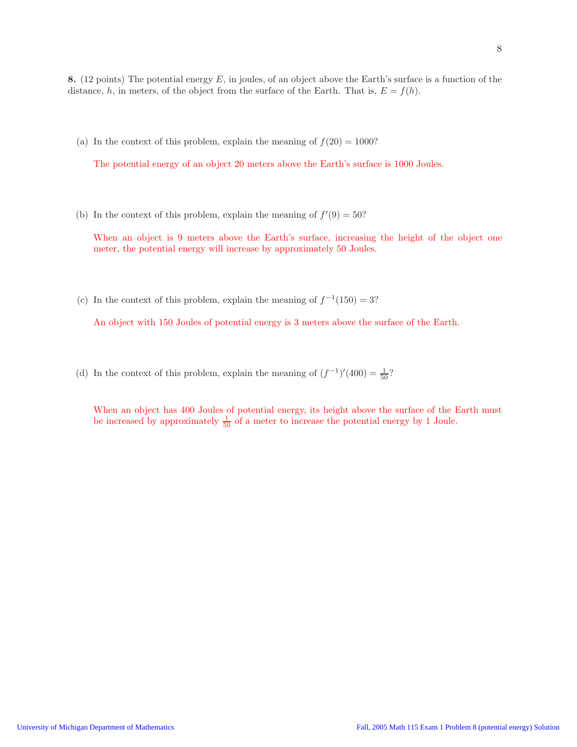**8.** (12 points) The potential energy $E$, in joules, of an object above the Earth's surface is a function of the distance, $h$, in meters, of the object from the surface of the Earth. That is, $E = f(h)$.

(a) In the context of this problem, explain the meaning of $f(20) = 1000$?

The potential energy of an object 20 meters above the Earth's surface is 1000 Joules.

(b) In the context of this problem, explain the meaning of $f'(9) = 50$?

When an object is 9 meters above the Earth's surface, increasing the height of the object one meter, the potential energy will increase by approximately 50 Joules.

(c) In the context of this problem, explain the meaning of $f^{-1}(150) = 3$?

An object with 150 Joules of potential energy is 3 meters above the surface of the Earth.

(d) In the context of this problem, explain the meaning of $(f^{-1})'(400) = \frac{1}{50}$?

When an object has 400 Joules of potential energy, its height above the surface of the Earth must be increased by approximately $\frac{1}{50}$ of a meter to increase the potential energy by 1 Joule.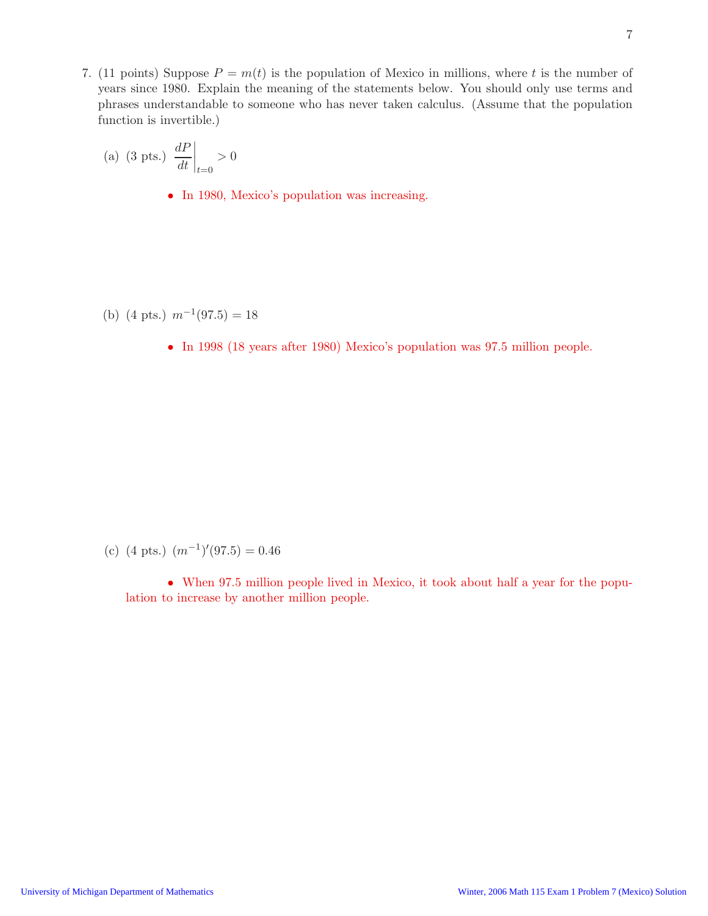7. (11 points) Suppose $P = m(t)$ is the population of Mexico in millions, where $t$ is the number of years since 1980. Explain the meaning of the statements below. You should only use terms and phrases understandable to someone who has never taken calculus. (Assume that the population function is invertible.)

(a) (3 pts.) $\left.\dfrac{dP}{dt}\right|_{t=0} > 0$

- In 1980, Mexico's population was increasing.

(b) (4 pts.) $m^{-1}(97.5) = 18$

- In 1998 (18 years after 1980) Mexico's population was 97.5 million people.

(c) (4 pts.) $(m^{-1})'(97.5) = 0.46$

- When 97.5 million people lived in Mexico, it took about half a year for the population to increase by another million people.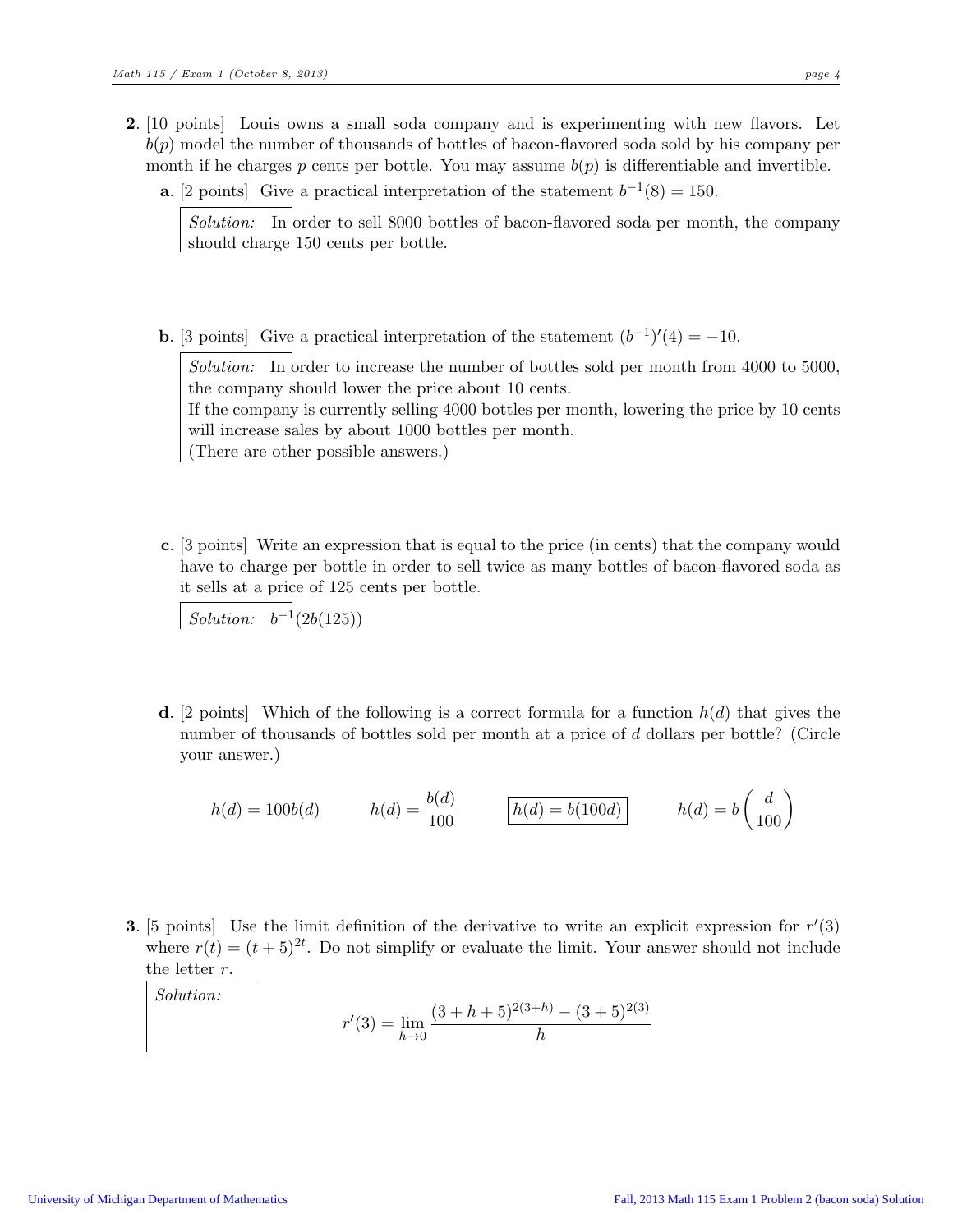**2**. [10 points] Louis owns a small soda company and is experimenting with new flavors. Let $b(p)$ model the number of thousands of bottles of bacon-flavored soda sold by his company per month if he charges $p$ cents per bottle. You may assume $b(p)$ is differentiable and invertible.

**a**. [2 points] Give a practical interpretation of the statement $b^{-1}(8) = 150$.

*Solution:* In order to sell 8000 bottles of bacon-flavored soda per month, the company should charge 150 cents per bottle.

**b**. [3 points] Give a practical interpretation of the statement $(b^{-1})'(4) = -10$.

*Solution:* In order to increase the number of bottles sold per month from 4000 to 5000, the company should lower the price about 10 cents.
If the company is currently selling 4000 bottles per month, lowering the price by 10 cents will increase sales by about 1000 bottles per month.
(There are other possible answers.)

**c**. [3 points] Write an expression that is equal to the price (in cents) that the company would have to charge per bottle in order to sell twice as many bottles of bacon-flavored soda as it sells at a price of 125 cents per bottle.

*Solution:* $b^{-1}(2b(125))$

**d**. [2 points] Which of the following is a correct formula for a function $h(d)$ that gives the number of thousands of bottles sold per month at a price of $d$ dollars per bottle? (Circle your answer.)

$h(d) = 100b(d)$ $\qquad$ $h(d) = \dfrac{b(d)}{100}$ $\qquad$ $\boxed{h(d) = b(100d)}$ $\qquad$ $h(d) = b\left(\dfrac{d}{100}\right)$

**3**. [5 points] Use the limit definition of the derivative to write an explicit expression for $r'(3)$ where $r(t) = (t+5)^{2t}$. Do not simplify or evaluate the limit. Your answer should not include the letter $r$.

*Solution:*

$$r'(3) = \lim_{h \to 0} \frac{(3+h+5)^{2(3+h)} - (3+5)^{2(3)}}{h}$$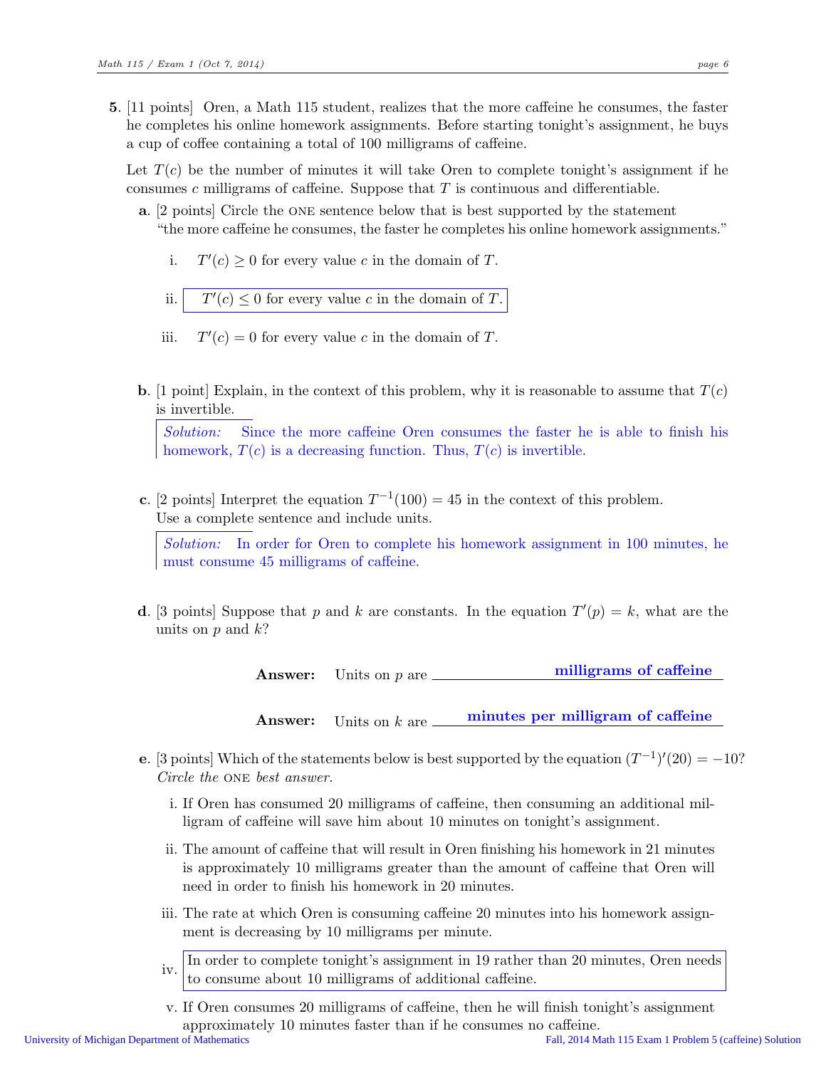**5.** [11 points] Oren, a Math 115 student, realizes that the more caffeine he consumes, the faster he completes his online homework assignments. Before starting tonight's assignment, he buys a cup of coffee containing a total of 100 milligrams of caffeine.

Let $T(c)$ be the number of minutes it will take Oren to complete tonight's assignment if he consumes $c$ milligrams of caffeine. Suppose that $T$ is continuous and differentiable.

**a.** [2 points] Circle the ONE sentence below that is best supported by the statement "the more caffeine he consumes, the faster he completes his online homework assignments."

i. $T'(c) \geq 0$ for every value $c$ in the domain of $T$.

ii. $T'(c) \leq 0$ for every value $c$ in the domain of $T$.

iii. $T'(c) = 0$ for every value $c$ in the domain of $T$.

**b.** [1 point] Explain, in the context of this problem, why it is reasonable to assume that $T(c)$ is invertible.

*Solution:* Since the more caffeine Oren consumes the faster he is able to finish his homework, $T(c)$ is a decreasing function. Thus, $T(c)$ is invertible.

**c.** [2 points] Interpret the equation $T^{-1}(100) = 45$ in the context of this problem. Use a complete sentence and include units.

*Solution:* In order for Oren to complete his homework assignment in 100 minutes, he must consume 45 milligrams of caffeine.

**d.** [3 points] Suppose that $p$ and $k$ are constants. In the equation $T'(p) = k$, what are the units on $p$ and $k$?

**Answer:** Units on $p$ are **milligrams of caffeine**

**Answer:** Units on $k$ are **minutes per milligram of caffeine**

**e.** [3 points] Which of the statements below is best supported by the equation $(T^{-1})'(20) = -10$? *Circle the* ONE *best answer.*

i. If Oren has consumed 20 milligrams of caffeine, then consuming an additional milligram of caffeine will save him about 10 minutes on tonight's assignment.

ii. The amount of caffeine that will result in Oren finishing his homework in 21 minutes is approximately 10 milligrams greater than the amount of caffeine that Oren will need in order to finish his homework in 20 minutes.

iii. The rate at which Oren is consuming caffeine 20 minutes into his homework assignment is decreasing by 10 milligrams per minute.

iv. In order to complete tonight's assignment in 19 rather than 20 minutes, Oren needs to consume about 10 milligrams of additional caffeine.

v. If Oren consumes 20 milligrams of caffeine, then he will finish tonight's assignment approximately 10 minutes faster than if he consumes no caffeine.